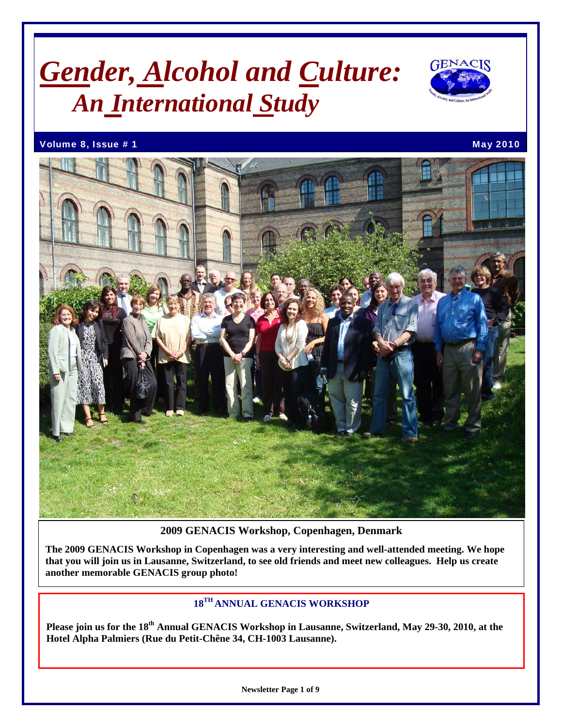# *Gender, Alcohol and Culture: An International Study*

**Volume 8, Issue # 1** **May 2010**

**2009 GENACIS Workshop, Copenhagen, Denmark**

**The 2009 GENACIS Workshop in Copenhagen was a very interesting and well-attended meeting. We hope that you will join us in Lausanne, Switzerland, to see old friends and meet new colleagues. Help us create another memorable GENACIS group photo!**

## 18[TH] ANNUAL GENACIS WORKSHOP

**Please join us for the 18[th] Annual GENACIS Workshop in Lausanne, Switzerland, May 29-30, 2010, at the Hotel Alpha Palmiers (Rue du Petit-Chêne 34, CH-1003 Lausanne).**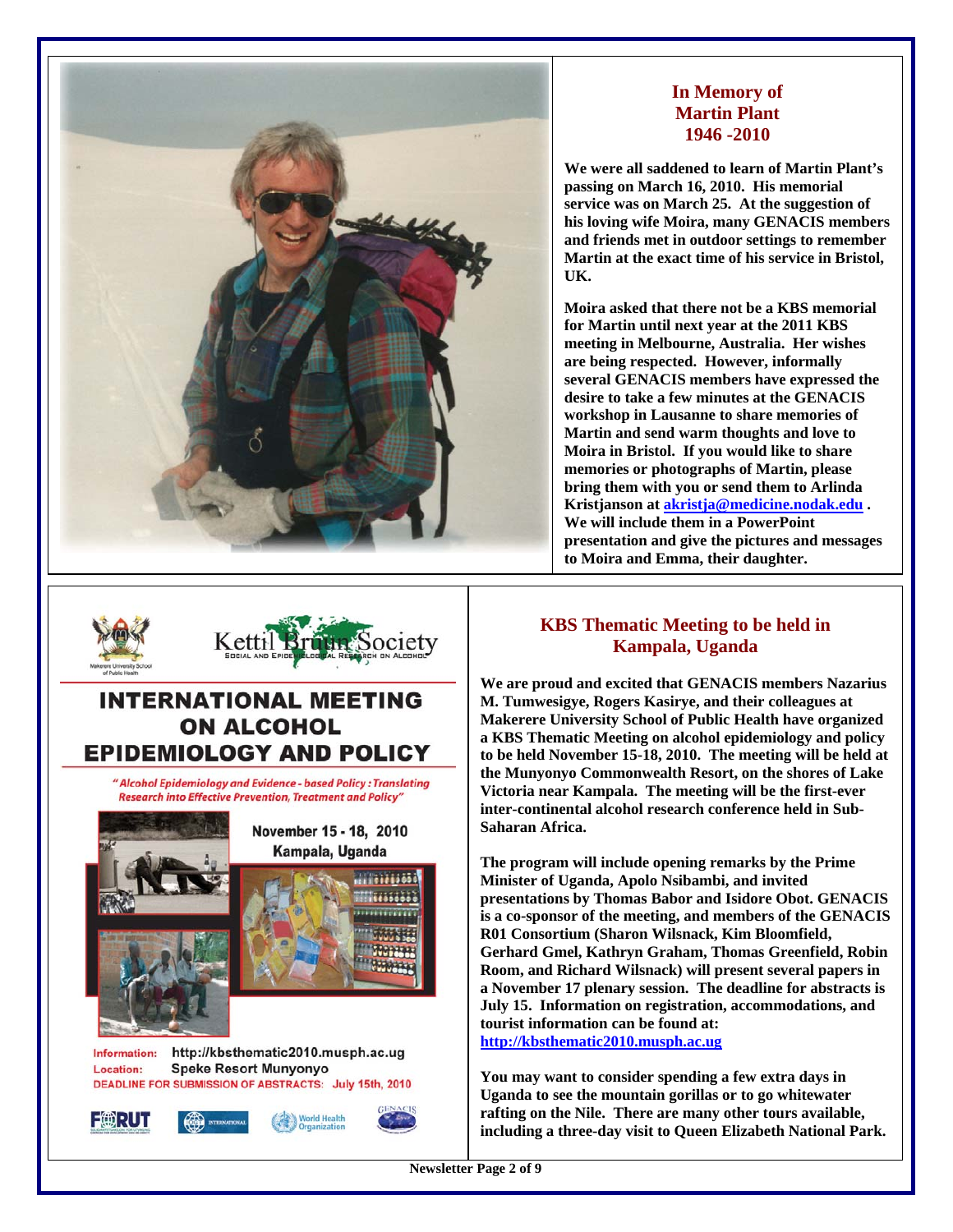## In Memory of Martin Plant 1946 -2010

**We were all saddened to learn of Martin Plant's passing on March 16, 2010. His memorial service was on March 25. At the suggestion of his loving wife Moira, many GENACIS members and friends met in outdoor settings to remember Martin at the exact time of his service in Bristol, UK.**

**Moira asked that there not be a KBS memorial for Martin until next year at the 2011 KBS meeting in Melbourne, Australia. Her wishes are being respected. However, informally several GENACIS members have expressed the desire to take a few minutes at the GENACIS workshop in Lausanne to share memories of Martin and send warm thoughts and love to Moira in Bristol. If you would like to share memories or photographs of Martin, please bring them with you or send them to Arlinda Kristjanson at akristja@medicine.nodak.edu . We will include them in a PowerPoint presentation and give the pictures and messages to Moira and Emma, their daughter.**

Kettil Bruun Society
SOCIAL AND EPIDEMIOLOGICAL RESEARCH ON ALCOHOL

# INTERNATIONAL MEETING ON ALCOHOL EPIDEMIOLOGY AND POLICY

*"Alcohol Epidemiology and Evidence - based Policy : Translating Research into Effective Prevention, Treatment and Policy"*

November 15 - 18, 2010
Kampala, Uganda

Information: http://kbsthematic2010.musph.ac.ug
Location: Speke Resort Munyonyo
DEADLINE FOR SUBMISSION OF ABSTRACTS: July 15th, 2010

## KBS Thematic Meeting to be held in Kampala, Uganda

**We are proud and excited that GENACIS members Nazarius M. Tumwesigye, Rogers Kasirye, and their colleagues at Makerere University School of Public Health have organized a KBS Thematic Meeting on alcohol epidemiology and policy to be held November 15-18, 2010. The meeting will be held at the Munyonyo Commonwealth Resort, on the shores of Lake Victoria near Kampala. The meeting will be the first-ever inter-continental alcohol research conference held in Sub-Saharan Africa.**

**The program will include opening remarks by the Prime Minister of Uganda, Apolo Nsibambi, and invited presentations by Thomas Babor and Isidore Obot. GENACIS is a co-sponsor of the meeting, and members of the GENACIS R01 Consortium (Sharon Wilsnack, Kim Bloomfield, Gerhard Gmel, Kathryn Graham, Thomas Greenfield, Robin Room, and Richard Wilsnack) will present several papers in a November 17 plenary session. The deadline for abstracts is July 15. Information on registration, accommodations, and tourist information can be found at: http://kbsthematic2010.musph.ac.ug**

**You may want to consider spending a few extra days in Uganda to see the mountain gorillas or to go whitewater rafting on the Nile. There are many other tours available, including a three-day visit to Queen Elizabeth National Park.**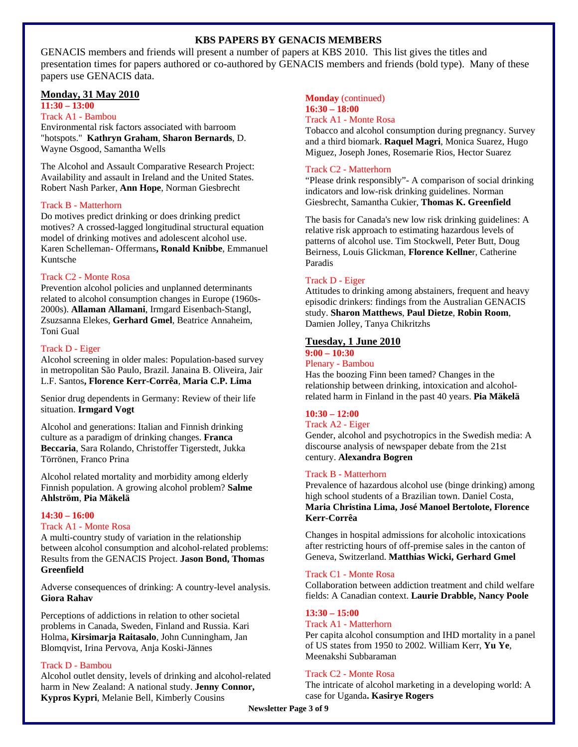## KBS PAPERS BY GENACIS MEMBERS

GENACIS members and friends will present a number of papers at KBS 2010. This list gives the titles and presentation times for papers authored or co-authored by GENACIS members and friends (bold type). Many of these papers use GENACIS data.

### Monday, 31 May 2010

**11:30 – 13:00**

Track A1 - Bambou

Environmental risk factors associated with barroom "hotspots." **Kathryn Graham**, **Sharon Bernards**, D. Wayne Osgood, Samantha Wells

The Alcohol and Assault Comparative Research Project: Availability and assault in Ireland and the United States. Robert Nash Parker, **Ann Hope**, Norman Giesbrecht

Track B - Matterhorn

Do motives predict drinking or does drinking predict motives? A crossed-lagged longitudinal structural equation model of drinking motives and adolescent alcohol use. Karen Schelleman- Offermans**, Ronald Knibbe**, Emmanuel Kuntsche

Track C2 - Monte Rosa

Prevention alcohol policies and unplanned determinants related to alcohol consumption changes in Europe (1960s-2000s). **Allaman Allamani**, Irmgard Eisenbach-Stangl, Zsuzsanna Elekes, **Gerhard Gmel**, Beatrice Annaheim, Toni Gual

Track D - Eiger

Alcohol screening in older males: Population-based survey in metropolitan São Paulo, Brazil. Janaina B. Oliveira, Jair L.F. Santos**, Florence Kerr-Corrêa**, **Maria C.P. Lima**

Senior drug dependents in Germany: Review of their life situation. **Irmgard Vogt**

Alcohol and generations: Italian and Finnish drinking culture as a paradigm of drinking changes. **Franca Beccaria**, Sara Rolando, Christoffer Tigerstedt, Jukka Törrönen, Franco Prina

Alcohol related mortality and morbidity among elderly Finnish population. A growing alcohol problem? **Salme Ahlström**, **Pia Mäkelä**

**14:30 – 16:00**

Track A1 - Monte Rosa

A multi-country study of variation in the relationship between alcohol consumption and alcohol-related problems: Results from the GENACIS Project. **Jason Bond, Thomas Greenfield**

Adverse consequences of drinking: A country-level analysis. **Giora Rahav**

Perceptions of addictions in relation to other societal problems in Canada, Sweden, Finland and Russia. Kari Holma**, Kirsimarja Raitasalo**, John Cunningham, Jan Blomqvist, Irina Pervova, Anja Koski-Jännes

Track D - Bambou

Alcohol outlet density, levels of drinking and alcohol-related harm in New Zealand: A national study. **Jenny Connor, Kypros Kypri**, Melanie Bell, Kimberly Cousins

**Monday** (continued)

**16:30 – 18:00**

Track A1 - Monte Rosa

Tobacco and alcohol consumption during pregnancy. Survey and a third biomark. **Raquel Magri**, Monica Suarez, Hugo Miguez, Joseph Jones, Rosemarie Rios, Hector Suarez

Track C2 - Matterhorn

"Please drink responsibly"- A comparison of social drinking indicators and low-risk drinking guidelines. Norman Giesbrecht, Samantha Cukier, **Thomas K. Greenfield**

The basis for Canada's new low risk drinking guidelines: A relative risk approach to estimating hazardous levels of patterns of alcohol use. Tim Stockwell, Peter Butt, Doug Beirness, Louis Glickman, **Florence Kellne**r, Catherine Paradis

Track D - Eiger

Attitudes to drinking among abstainers, frequent and heavy episodic drinkers: findings from the Australian GENACIS study. **Sharon Matthews**, **Paul Dietze**, **Robin Room**, Damien Jolley, Tanya Chikritzhs

### Tuesday, 1 June 2010

**9:00 – 10:30**

Plenary - Bambou

Has the boozing Finn been tamed? Changes in the relationship between drinking, intoxication and alcohol-related harm in Finland in the past 40 years. **Pia Mäkelä**

**10:30 – 12:00**

Track A2 - Eiger

Gender, alcohol and psychotropics in the Swedish media: A discourse analysis of newspaper debate from the 21st century. **Alexandra Bogren**

Track B - Matterhorn

Prevalence of hazardous alcohol use (binge drinking) among high school students of a Brazilian town. Daniel Costa, **Maria Christina Lima, José Manoel Bertolote, Florence Kerr-Corrêa**

Changes in hospital admissions for alcoholic intoxications after restricting hours of off-premise sales in the canton of Geneva, Switzerland. **Matthias Wicki, Gerhard Gmel**

Track C1 - Monte Rosa

Collaboration between addiction treatment and child welfare fields: A Canadian context. **Laurie Drabble, Nancy Poole**

**13:30 – 15:00**

Track A1 - Matterhorn

Per capita alcohol consumption and IHD mortality in a panel of US states from 1950 to 2002. William Kerr, **Yu Ye**, Meenakshi Subbaraman

Track C2 - Monte Rosa

The intricate of alcohol marketing in a developing world: A case for Uganda**. Kasirye Rogers**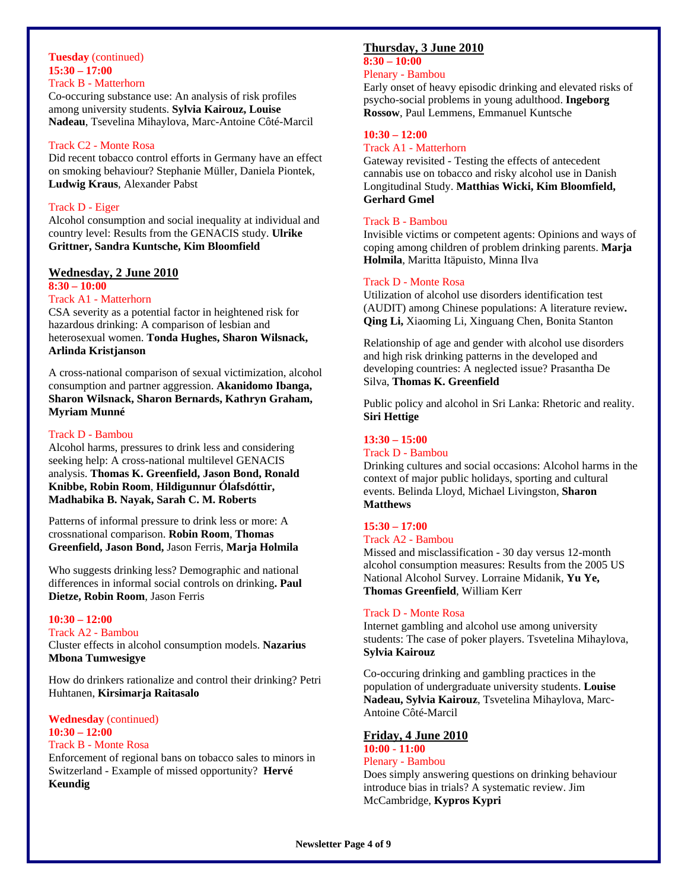**Tuesday** (continued)
**15:30 – 17:00**
Track B - Matterhorn
Co-occuring substance use: An analysis of risk profiles among university students. **Sylvia Kairouz, Louise Nadeau**, Tsevelina Mihaylova, Marc-Antoine Côté-Marcil

Track C2 - Monte Rosa
Did recent tobacco control efforts in Germany have an effect on smoking behaviour? Stephanie Müller, Daniela Piontek, **Ludwig Kraus**, Alexander Pabst

Track D - Eiger
Alcohol consumption and social inequality at individual and country level: Results from the GENACIS study. **Ulrike Grittner, Sandra Kuntsche, Kim Bloomfield**

## Wednesday, 2 June 2010

**8:30 – 10:00**
Track A1 - Matterhorn
CSA severity as a potential factor in heightened risk for hazardous drinking: A comparison of lesbian and heterosexual women. **Tonda Hughes, Sharon Wilsnack, Arlinda Kristjanson**

A cross-national comparison of sexual victimization, alcohol consumption and partner aggression. **Akanidomo Ibanga, Sharon Wilsnack, Sharon Bernards, Kathryn Graham, Myriam Munné**

Track D - Bambou
Alcohol harms, pressures to drink less and considering seeking help: A cross-national multilevel GENACIS analysis. **Thomas K. Greenfield, Jason Bond, Ronald Knibbe, Robin Room**, **Hildigunnur Ólafsdóttir, Madhabika B. Nayak, Sarah C. M. Roberts**

Patterns of informal pressure to drink less or more: A crossnational comparison. **Robin Room**, **Thomas Greenfield, Jason Bond,** Jason Ferris, **Marja Holmila**

Who suggests drinking less? Demographic and national differences in informal social controls on drinking**. Paul Dietze, Robin Room**, Jason Ferris

**10:30 – 12:00**
Track A2 - Bambou
Cluster effects in alcohol consumption models. **Nazarius Mbona Tumwesigye**

How do drinkers rationalize and control their drinking? Petri Huhtanen, **Kirsimarja Raitasalo**

**Wednesday** (continued)
**10:30 – 12:00**
Track B - Monte Rosa
Enforcement of regional bans on tobacco sales to minors in Switzerland - Example of missed opportunity? **Hervé Keundig**

## Thursday, 3 June 2010

**8:30 – 10:00**
Plenary - Bambou
Early onset of heavy episodic drinking and elevated risks of psycho-social problems in young adulthood. **Ingeborg Rossow**, Paul Lemmens, Emmanuel Kuntsche

**10:30 – 12:00**
Track A1 - Matterhorn
Gateway revisited - Testing the effects of antecedent cannabis use on tobacco and risky alcohol use in Danish Longitudinal Study. **Matthias Wicki, Kim Bloomfield, Gerhard Gmel**

Track B - Bambou
Invisible victims or competent agents: Opinions and ways of coping among children of problem drinking parents. **Marja Holmila**, Maritta Itäpuisto, Minna Ilva

Track D - Monte Rosa
Utilization of alcohol use disorders identification test (AUDIT) among Chinese populations: A literature review**. Qing Li,** Xiaoming Li, Xinguang Chen, Bonita Stanton

Relationship of age and gender with alcohol use disorders and high risk drinking patterns in the developed and developing countries: A neglected issue? Prasantha De Silva, **Thomas K. Greenfield**

Public policy and alcohol in Sri Lanka: Rhetoric and reality. **Siri Hettige**

**13:30 – 15:00**
Track D - Bambou
Drinking cultures and social occasions: Alcohol harms in the context of major public holidays, sporting and cultural events. Belinda Lloyd, Michael Livingston, **Sharon Matthews**

**15:30 – 17:00**
Track A2 - Bambou
Missed and misclassification - 30 day versus 12-month alcohol consumption measures: Results from the 2005 US National Alcohol Survey. Lorraine Midanik, **Yu Ye, Thomas Greenfield**, William Kerr

Track D - Monte Rosa
Internet gambling and alcohol use among university students: The case of poker players. Tsvetelina Mihaylova, **Sylvia Kairouz**

Co-occuring drinking and gambling practices in the population of undergraduate university students. **Louise Nadeau, Sylvia Kairouz**, Tsvetelina Mihaylova, Marc-Antoine Côté-Marcil

## Friday, 4 June 2010

**10:00 - 11:00**
Plenary - Bambou
Does simply answering questions on drinking behaviour introduce bias in trials? A systematic review. Jim McCambridge, **Kypros Kypri**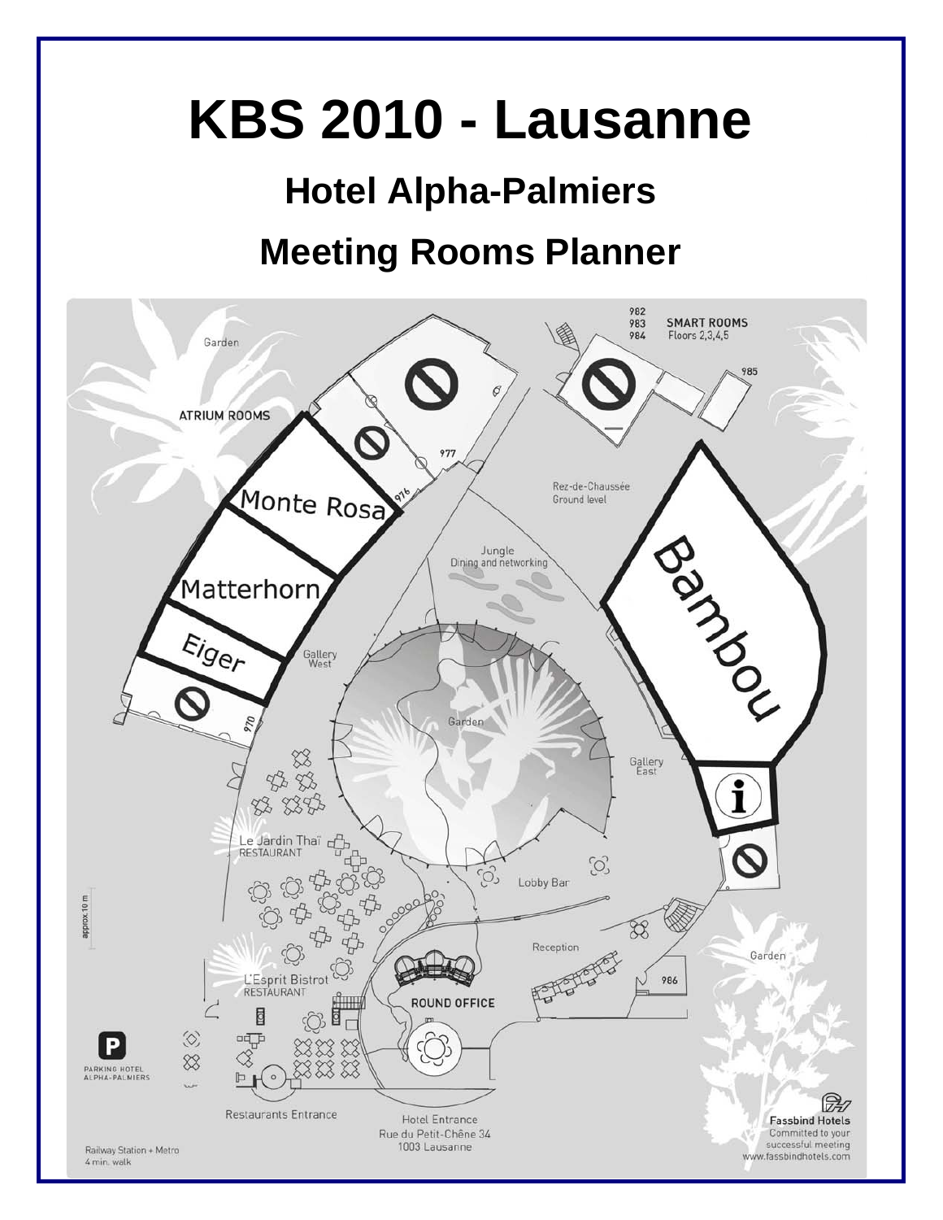# KBS 2010 - Lausanne

## Hotel Alpha-Palmiers

## Meeting Rooms Planner

Garden

ATRIUM ROOMS

977

976

Monte Rosa

Matterhorn

Eiger

970

Gallery West

982
983
984

SMART ROOMS
Floors 2,3,4,5

985

Rez-de-Chaussée
Ground level

Jungle
Dining and networking

Bambou

Garden

Gallery East

Le Jardin Thaï
RESTAURANT

Lobby Bar

approx 10 m

Reception

Garden

986

L'Esprit Bistrot
RESTAURANT

ROUND OFFICE

P
PARKING HOTEL ALPHA-PALMIERS

Restaurants Entrance

Hotel Entrance
Rue du Petit-Chêne 34
1003 Lausanne

Fassbind Hotels
Committed to your successful meeting
www.fassbindhotels.com

Railway Station + Metro
4 min. walk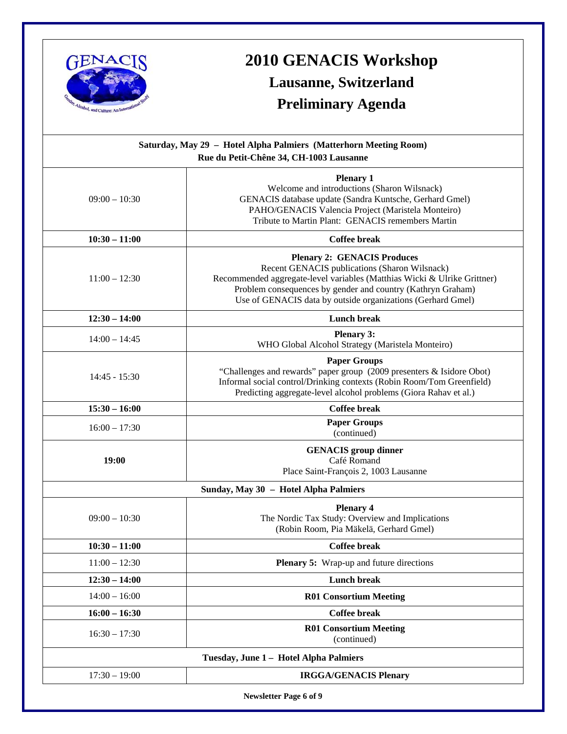# 2010 GENACIS Workshop

## Lausanne, Switzerland

## Preliminary Agenda

| **Saturday, May 29 – Hotel Alpha Palmiers (Matterhorn Meeting Room)**<br>**Rue du Petit-Chêne 34, CH-1003 Lausanne** | |
|---|---|
| 09:00 – 10:30 | **Plenary 1**<br>Welcome and introductions (Sharon Wilsnack)<br>GENACIS database update (Sandra Kuntsche, Gerhard Gmel)<br>PAHO/GENACIS Valencia Project (Maristela Monteiro)<br>Tribute to Martin Plant: GENACIS remembers Martin |
| **10:30 – 11:00** | **Coffee break** |
| 11:00 – 12:30 | **Plenary 2: GENACIS Produces**<br>Recent GENACIS publications (Sharon Wilsnack)<br>Recommended aggregate-level variables (Matthias Wicki & Ulrike Grittner)<br>Problem consequences by gender and country (Kathryn Graham)<br>Use of GENACIS data by outside organizations (Gerhard Gmel) |
| **12:30 – 14:00** | **Lunch break** |
| 14:00 – 14:45 | **Plenary 3:**<br>WHO Global Alcohol Strategy (Maristela Monteiro) |
| 14:45 - 15:30 | **Paper Groups**<br>"Challenges and rewards" paper group (2009 presenters & Isidore Obot)<br>Informal social control/Drinking contexts (Robin Room/Tom Greenfield)<br>Predicting aggregate-level alcohol problems (Giora Rahav et al.) |
| **15:30 – 16:00** | **Coffee break** |
| 16:00 – 17:30 | **Paper Groups**<br>(continued) |
| **19:00** | **GENACIS group dinner**<br>Café Romand<br>Place Saint-François 2, 1003 Lausanne |
| **Sunday, May 30 – Hotel Alpha Palmiers** | |
| 09:00 – 10:30 | **Plenary 4**<br>The Nordic Tax Study: Overview and Implications<br>(Robin Room, Pia Mäkelä, Gerhard Gmel) |
| **10:30 – 11:00** | **Coffee break** |
| 11:00 – 12:30 | **Plenary 5:** Wrap-up and future directions |
| **12:30 – 14:00** | **Lunch break** |
| 14:00 – 16:00 | **R01 Consortium Meeting** |
| **16:00 – 16:30** | **Coffee break** |
| 16:30 – 17:30 | **R01 Consortium Meeting**<br>(continued) |
| **Tuesday, June 1 – Hotel Alpha Palmiers** | |
| 17:30 – 19:00 | **IRGGA/GENACIS Plenary** |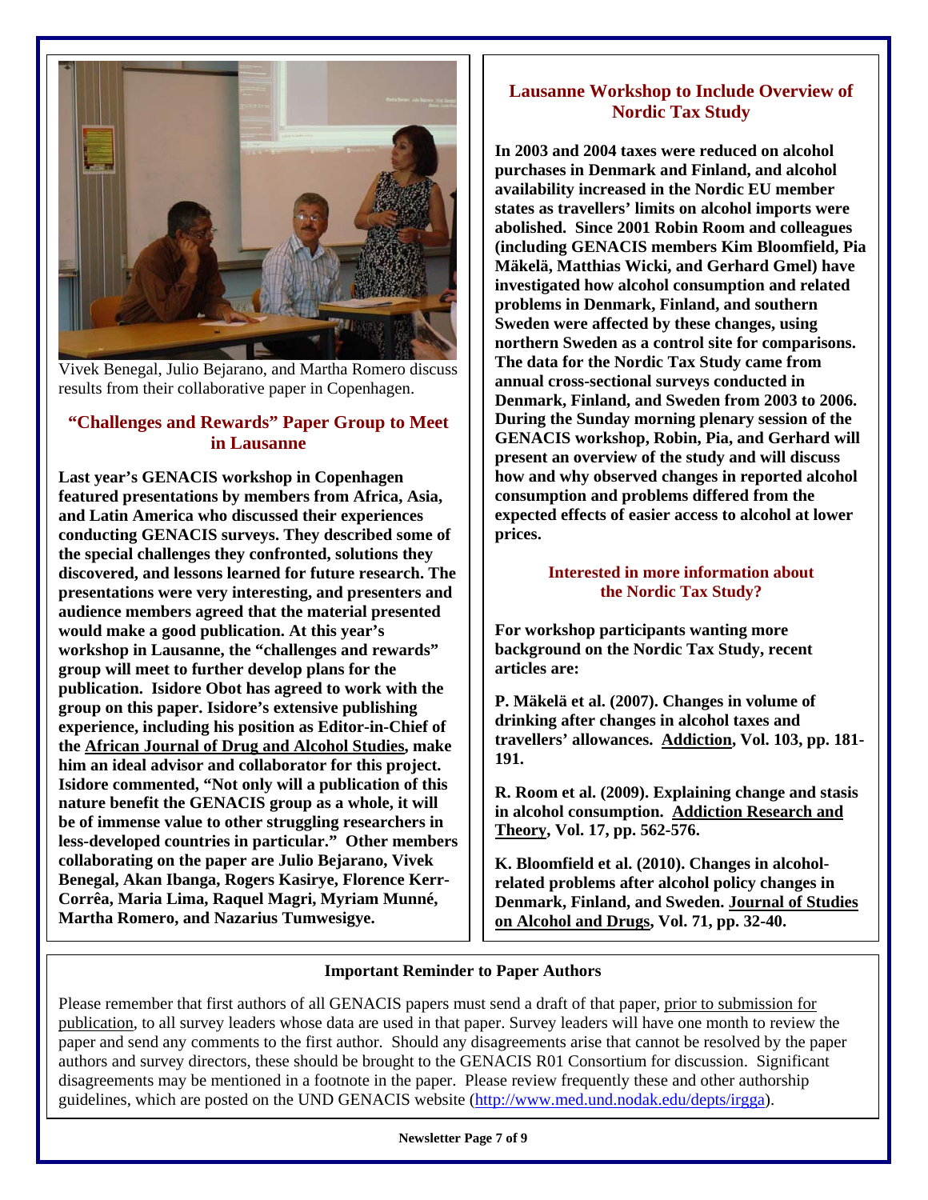Vivek Benegal, Julio Bejarano, and Martha Romero discuss results from their collaborative paper in Copenhagen.

## "Challenges and Rewards" Paper Group to Meet in Lausanne

**Last year's GENACIS workshop in Copenhagen featured presentations by members from Africa, Asia, and Latin America who discussed their experiences conducting GENACIS surveys. They described some of the special challenges they confronted, solutions they discovered, and lessons learned for future research. The presentations were very interesting, and presenters and audience members agreed that the material presented would make a good publication. At this year's workshop in Lausanne, the "challenges and rewards" group will meet to further develop plans for the publication. Isidore Obot has agreed to work with the group on this paper. Isidore's extensive publishing experience, including his position as Editor-in-Chief of the African Journal of Drug and Alcohol Studies, make him an ideal advisor and collaborator for this project. Isidore commented, "Not only will a publication of this nature benefit the GENACIS group as a whole, it will be of immense value to other struggling researchers in less-developed countries in particular." Other members collaborating on the paper are Julio Bejarano, Vivek Benegal, Akan Ibanga, Rogers Kasirye, Florence Kerr-Corrêa, Maria Lima, Raquel Magri, Myriam Munné, Martha Romero, and Nazarius Tumwesigye.**

## Lausanne Workshop to Include Overview of Nordic Tax Study

**In 2003 and 2004 taxes were reduced on alcohol purchases in Denmark and Finland, and alcohol availability increased in the Nordic EU member states as travellers' limits on alcohol imports were abolished. Since 2001 Robin Room and colleagues (including GENACIS members Kim Bloomfield, Pia Mäkelä, Matthias Wicki, and Gerhard Gmel) have investigated how alcohol consumption and related problems in Denmark, Finland, and southern Sweden were affected by these changes, using northern Sweden as a control site for comparisons. The data for the Nordic Tax Study came from annual cross-sectional surveys conducted in Denmark, Finland, and Sweden from 2003 to 2006. During the Sunday morning plenary session of the GENACIS workshop, Robin, Pia, and Gerhard will present an overview of the study and will discuss how and why observed changes in reported alcohol consumption and problems differed from the expected effects of easier access to alcohol at lower prices.**

### Interested in more information about the Nordic Tax Study?

**For workshop participants wanting more background on the Nordic Tax Study, recent articles are:**

**P. Mäkelä et al. (2007). Changes in volume of drinking after changes in alcohol taxes and travellers' allowances. Addiction, Vol. 103, pp. 181-191.**

**R. Room et al. (2009). Explaining change and stasis in alcohol consumption. Addiction Research and Theory, Vol. 17, pp. 562-576.**

**K. Bloomfield et al. (2010). Changes in alcohol-related problems after alcohol policy changes in Denmark, Finland, and Sweden. Journal of Studies on Alcohol and Drugs, Vol. 71, pp. 32-40.**

### Important Reminder to Paper Authors

Please remember that first authors of all GENACIS papers must send a draft of that paper, prior to submission for publication, to all survey leaders whose data are used in that paper. Survey leaders will have one month to review the paper and send any comments to the first author. Should any disagreements arise that cannot be resolved by the paper authors and survey directors, these should be brought to the GENACIS R01 Consortium for discussion. Significant disagreements may be mentioned in a footnote in the paper. Please review frequently these and other authorship guidelines, which are posted on the UND GENACIS website (http://www.med.und.nodak.edu/depts/irgga).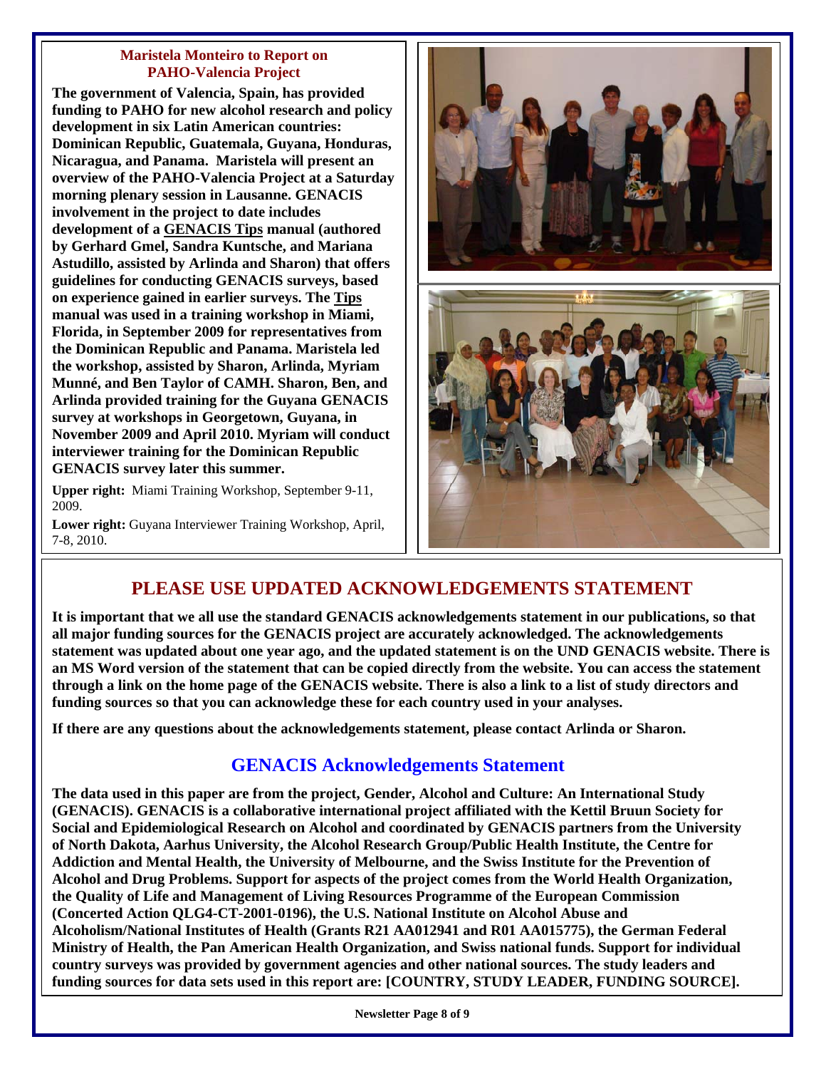### Maristela Monteiro to Report on PAHO-Valencia Project

**The government of Valencia, Spain, has provided funding to PAHO for new alcohol research and policy development in six Latin American countries: Dominican Republic, Guatemala, Guyana, Honduras, Nicaragua, and Panama. Maristela will present an overview of the PAHO-Valencia Project at a Saturday morning plenary session in Lausanne. GENACIS involvement in the project to date includes development of a GENACIS Tips manual (authored by Gerhard Gmel, Sandra Kuntsche, and Mariana Astudillo, assisted by Arlinda and Sharon) that offers guidelines for conducting GENACIS surveys, based on experience gained in earlier surveys. The Tips manual was used in a training workshop in Miami, Florida, in September 2009 for representatives from the Dominican Republic and Panama. Maristela led the workshop, assisted by Sharon, Arlinda, Myriam Munné, and Ben Taylor of CAMH. Sharon, Ben, and Arlinda provided training for the Guyana GENACIS survey at workshops in Georgetown, Guyana, in November 2009 and April 2010. Myriam will conduct interviewer training for the Dominican Republic GENACIS survey later this summer.**

**Upper right:** Miami Training Workshop, September 9-11, 2009.

**Lower right:** Guyana Interviewer Training Workshop, April, 7-8, 2010.

## PLEASE USE UPDATED ACKNOWLEDGEMENTS STATEMENT

**It is important that we all use the standard GENACIS acknowledgements statement in our publications, so that all major funding sources for the GENACIS project are accurately acknowledged. The acknowledgements statement was updated about one year ago, and the updated statement is on the UND GENACIS website. There is an MS Word version of the statement that can be copied directly from the website. You can access the statement through a link on the home page of the GENACIS website. There is also a link to a list of study directors and funding sources so that you can acknowledge these for each country used in your analyses.**

**If there are any questions about the acknowledgements statement, please contact Arlinda or Sharon.**

### GENACIS Acknowledgements Statement

**The data used in this paper are from the project, Gender, Alcohol and Culture: An International Study (GENACIS). GENACIS is a collaborative international project affiliated with the Kettil Bruun Society for Social and Epidemiological Research on Alcohol and coordinated by GENACIS partners from the University of North Dakota, Aarhus University, the Alcohol Research Group/Public Health Institute, the Centre for Addiction and Mental Health, the University of Melbourne, and the Swiss Institute for the Prevention of Alcohol and Drug Problems. Support for aspects of the project comes from the World Health Organization, the Quality of Life and Management of Living Resources Programme of the European Commission (Concerted Action QLG4-CT-2001-0196), the U.S. National Institute on Alcohol Abuse and Alcoholism/National Institutes of Health (Grants R21 AA012941 and R01 AA015775), the German Federal Ministry of Health, the Pan American Health Organization, and Swiss national funds. Support for individual country surveys was provided by government agencies and other national sources. The study leaders and funding sources for data sets used in this report are: [COUNTRY, STUDY LEADER, FUNDING SOURCE].**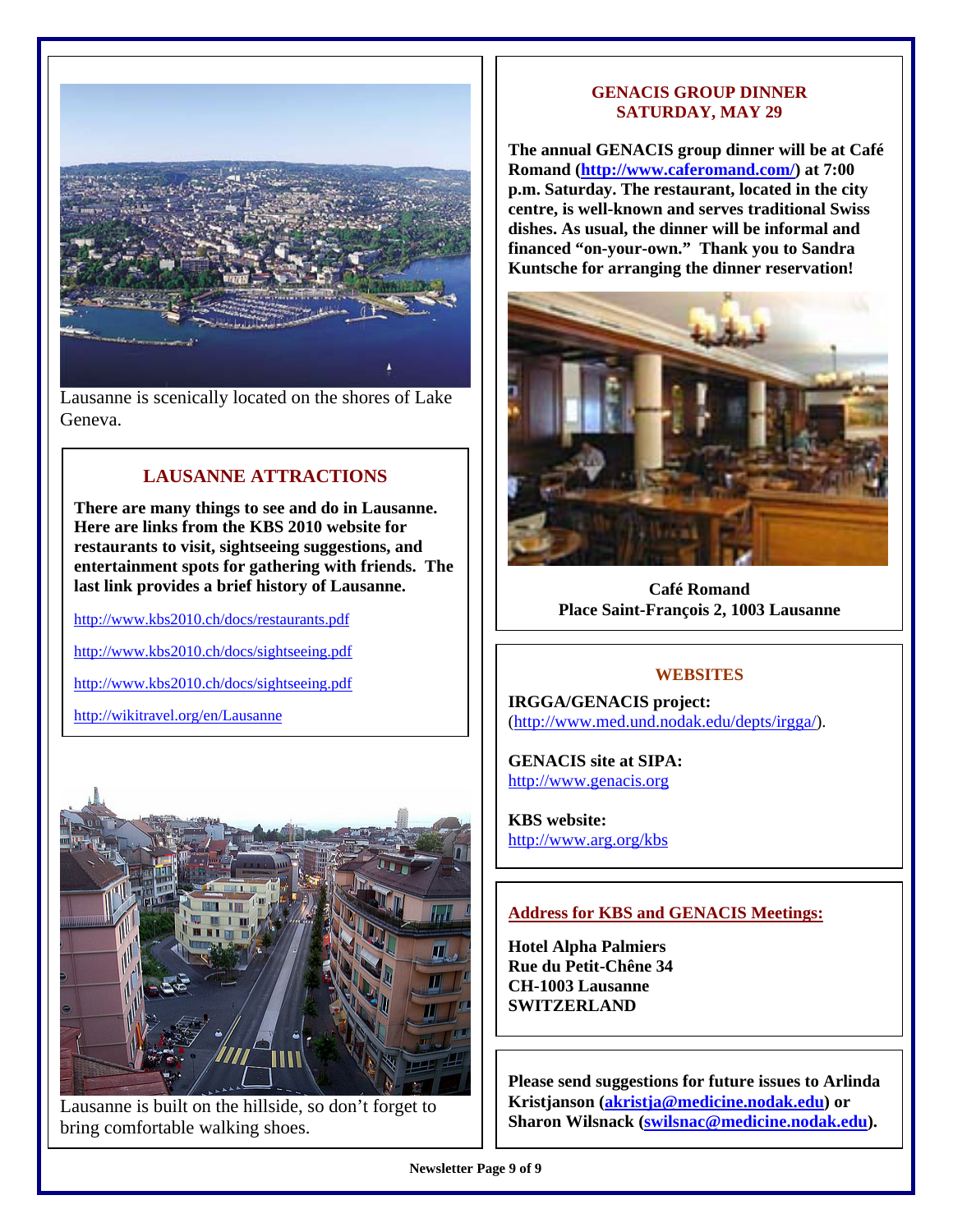Lausanne is scenically located on the shores of Lake Geneva.

## LAUSANNE ATTRACTIONS

**There are many things to see and do in Lausanne. Here are links from the KBS 2010 website for restaurants to visit, sightseeing suggestions, and entertainment spots for gathering with friends. The last link provides a brief history of Lausanne.**

http://www.kbs2010.ch/docs/restaurants.pdf

http://www.kbs2010.ch/docs/sightseeing.pdf

http://www.kbs2010.ch/docs/sightseeing.pdf

http://wikitravel.org/en/Lausanne

Lausanne is built on the hillside, so don't forget to bring comfortable walking shoes.

## GENACIS GROUP DINNER SATURDAY, MAY 29

**The annual GENACIS group dinner will be at Café Romand (http://www.caferomand.com/) at 7:00 p.m. Saturday. The restaurant, located in the city centre, is well-known and serves traditional Swiss dishes. As usual, the dinner will be informal and financed "on-your-own." Thank you to Sandra Kuntsche for arranging the dinner reservation!**

**Café Romand**
**Place Saint-François 2, 1003 Lausanne**

## WEBSITES

**IRGGA/GENACIS project:**
(http://www.med.und.nodak.edu/depts/irgga/).

**GENACIS site at SIPA:**
http://www.genacis.org

**KBS website:**
http://www.arg.org/kbs

## Address for KBS and GENACIS Meetings:

**Hotel Alpha Palmiers**
**Rue du Petit-Chêne 34**
**CH-1003 Lausanne**
**SWITZERLAND**

**Please send suggestions for future issues to Arlinda Kristjanson (akristja@medicine.nodak.edu) or Sharon Wilsnack (swilsnac@medicine.nodak.edu).**